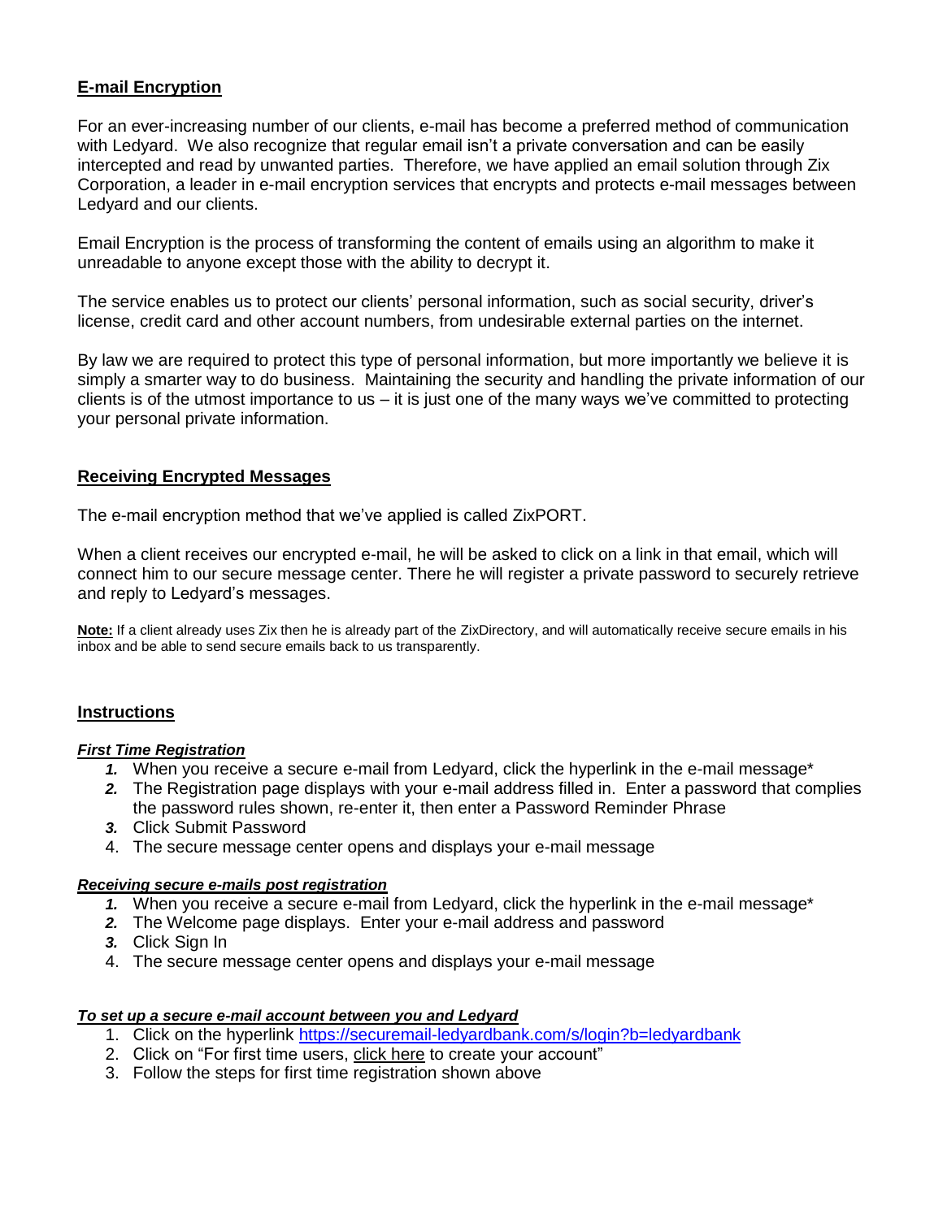## E-mail Encryption

For an ever-increasing number of our clients, e-mail has become a preferred method of communication with Ledyard. We also recognize that regular email isn't a private conversation and can be easily intercepted and read by unwanted parties. Therefore, we have applied an email solution through Zix Corporation, a leader in e-mail encryption services that encrypts and protects e-mail messages between Ledyard and our clients.

Email Encryption is the process of transforming the content of emails using an algorithm to make it unreadable to anyone except those with the ability to decrypt it.

The service enables us to protect our clients' personal information, such as social security, driver's license, credit card and other account numbers, from undesirable external parties on the internet.

By law we are required to protect this type of personal information, but more importantly we believe it is simply a smarter way to do business. Maintaining the security and handling the private information of our clients is of the utmost importance to us – it is just one of the many ways we've committed to protecting your personal private information.

## Receiving Encrypted Messages

The e-mail encryption method that we've applied is called ZixPORT.

When a client receives our encrypted e-mail, he will be asked to click on a link in that email, which will connect him to our secure message center. There he will register a private password to securely retrieve and reply to Ledyard's messages.

**Note:** If a client already uses Zix then he is already part of the ZixDirectory, and will automatically receive secure emails in his inbox and be able to send secure emails back to us transparently.

## Instructions

***First Time Registration***

1. When you receive a secure e-mail from Ledyard, click the hyperlink in the e-mail message*
2. The Registration page displays with your e-mail address filled in. Enter a password that complies the password rules shown, re-enter it, then enter a Password Reminder Phrase
3. Click Submit Password
4. The secure message center opens and displays your e-mail message

***Receiving secure e-mails post registration***

1. When you receive a secure e-mail from Ledyard, click the hyperlink in the e-mail message*
2. The Welcome page displays. Enter your e-mail address and password
3. Click Sign In
4. The secure message center opens and displays your e-mail message

***To set up a secure e-mail account between you and Ledyard***

1. Click on the hyperlink https://securemail-ledyardbank.com/s/login?b=ledyardbank
2. Click on "For first time users, click here to create your account"
3. Follow the steps for first time registration shown above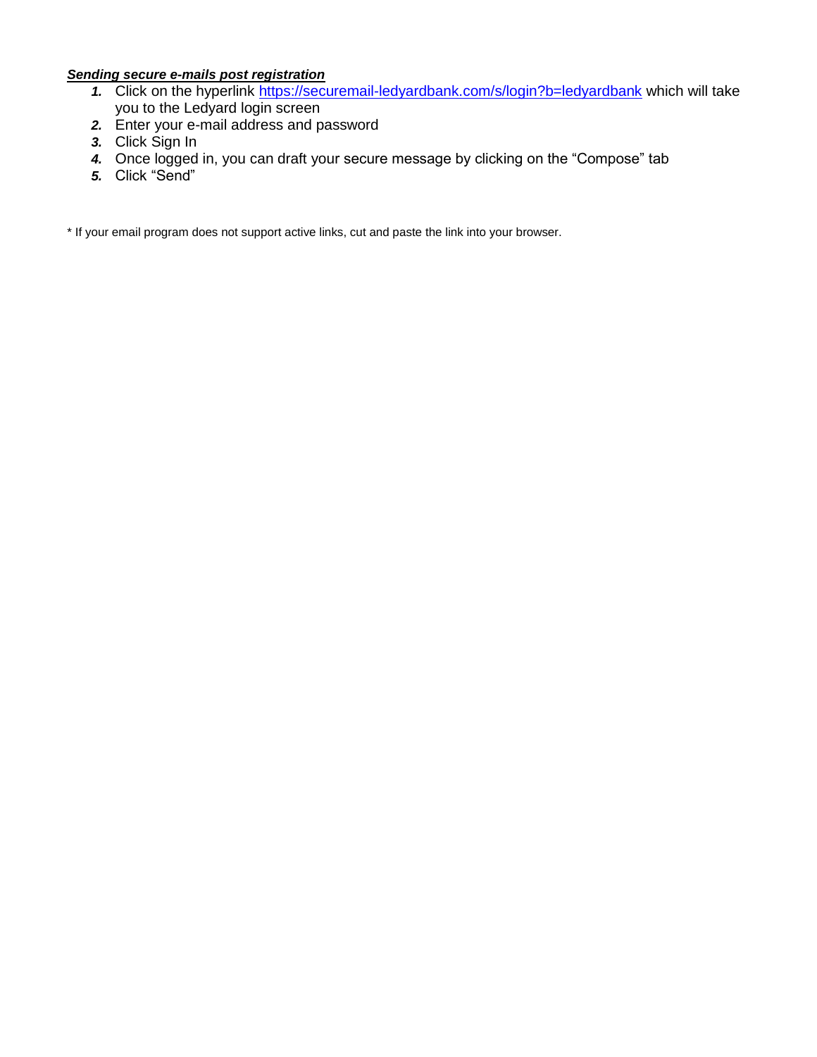***<u>Sending secure e-mails post registration</u>***

1. Click on the hyperlink [https://securemail-ledyardbank.com/s/login?b=ledyardbank](https://securemail-ledyardbank.com/s/login?b=ledyardbank) which will take you to the Ledyard login screen
2. Enter your e-mail address and password
3. Click Sign In
4. Once logged in, you can draft your secure message by clicking on the "Compose" tab
5. Click "Send"

* If your email program does not support active links, cut and paste the link into your browser.